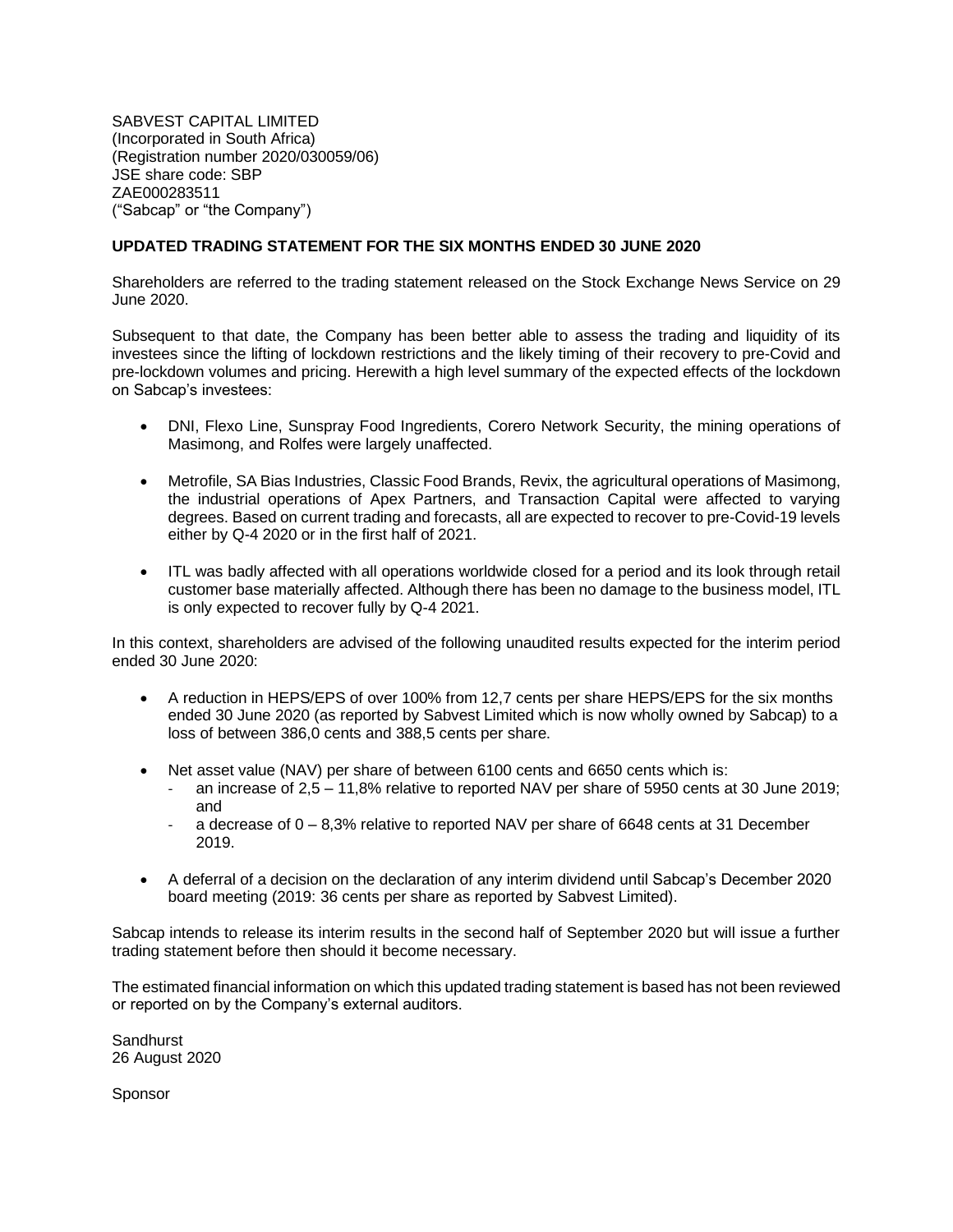SABVEST CAPITAL LIMITED
(Incorporated in South Africa)
(Registration number 2020/030059/06)
JSE share code: SBP
ZAE000283511
("Sabcap" or "the Company")

**UPDATED TRADING STATEMENT FOR THE SIX MONTHS ENDED 30 JUNE 2020**

Shareholders are referred to the trading statement released on the Stock Exchange News Service on 29 June 2020.

Subsequent to that date, the Company has been better able to assess the trading and liquidity of its investees since the lifting of lockdown restrictions and the likely timing of their recovery to pre-Covid and pre-lockdown volumes and pricing. Herewith a high level summary of the expected effects of the lockdown on Sabcap's investees:

- DNI, Flexo Line, Sunspray Food Ingredients, Corero Network Security, the mining operations of Masimong, and Rolfes were largely unaffected.
- Metrofile, SA Bias Industries, Classic Food Brands, Revix, the agricultural operations of Masimong, the industrial operations of Apex Partners, and Transaction Capital were affected to varying degrees. Based on current trading and forecasts, all are expected to recover to pre-Covid-19 levels either by Q-4 2020 or in the first half of 2021.
- ITL was badly affected with all operations worldwide closed for a period and its look through retail customer base materially affected. Although there has been no damage to the business model, ITL is only expected to recover fully by Q-4 2021.

In this context, shareholders are advised of the following unaudited results expected for the interim period ended 30 June 2020:

- A reduction in HEPS/EPS of over 100% from 12,7 cents per share HEPS/EPS for the six months ended 30 June 2020 (as reported by Sabvest Limited which is now wholly owned by Sabcap) to a loss of between 386,0 cents and 388,5 cents per share.
- Net asset value (NAV) per share of between 6100 cents and 6650 cents which is:
  - an increase of 2,5 – 11,8% relative to reported NAV per share of 5950 cents at 30 June 2019; and
  - a decrease of 0 – 8,3% relative to reported NAV per share of 6648 cents at 31 December 2019.
- A deferral of a decision on the declaration of any interim dividend until Sabcap's December 2020 board meeting (2019: 36 cents per share as reported by Sabvest Limited).

Sabcap intends to release its interim results in the second half of September 2020 but will issue a further trading statement before then should it become necessary.

The estimated financial information on which this updated trading statement is based has not been reviewed or reported on by the Company's external auditors.

Sandhurst
26 August 2020

Sponsor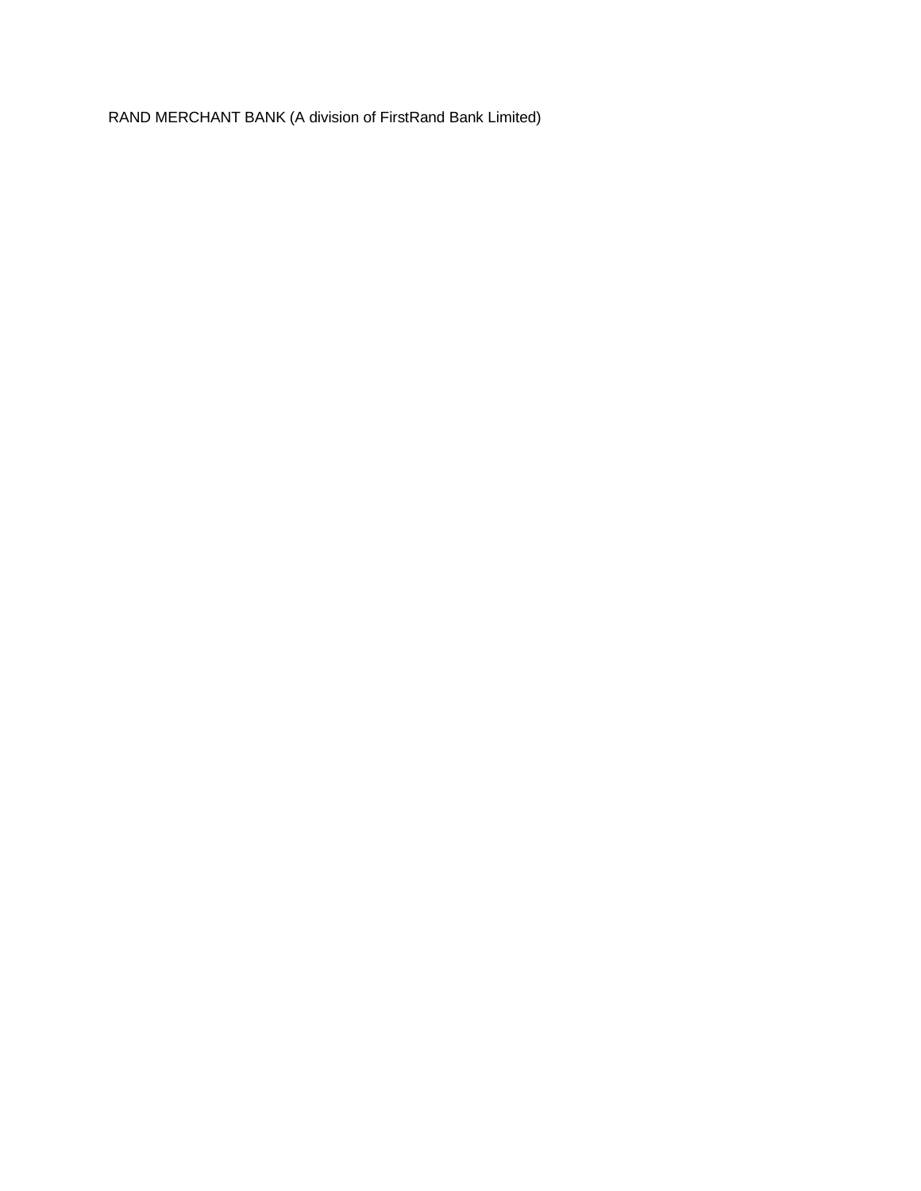RAND MERCHANT BANK (A division of FirstRand Bank Limited)